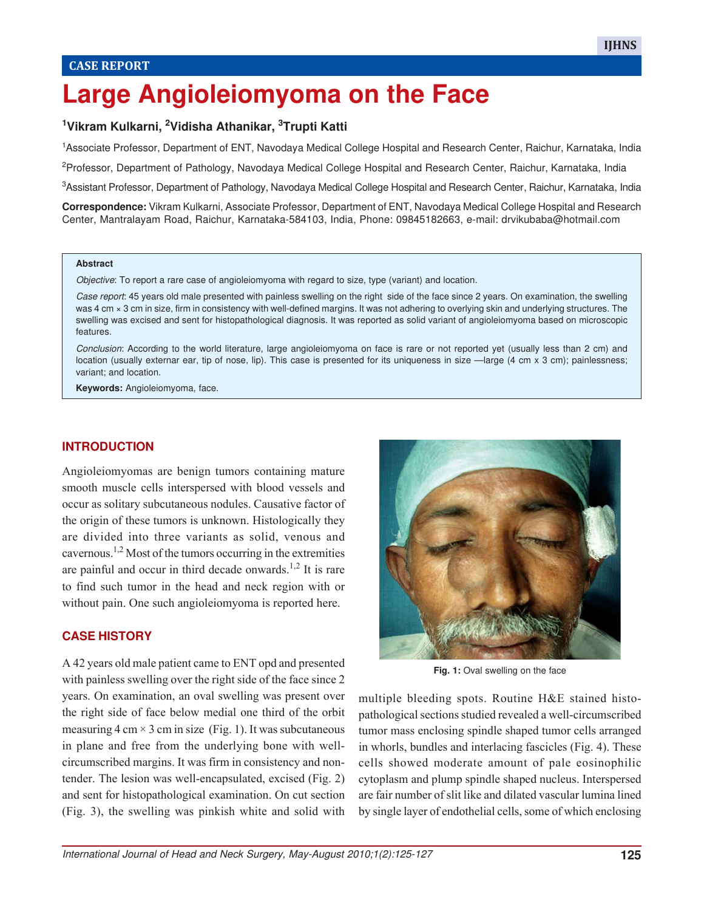CASE REPORT

# Large Angioleiomyoma on the Face

[1]Vikram Kulkarni, [2]Vidisha Athanikar, [3]Trupti Katti

[1]Associate Professor, Department of ENT, Navodaya Medical College Hospital and Research Center, Raichur, Karnataka, India

[2]Professor, Department of Pathology, Navodaya Medical College Hospital and Research Center, Raichur, Karnataka, India

[3]Assistant Professor, Department of Pathology, Navodaya Medical College Hospital and Research Center, Raichur, Karnataka, India

**Correspondence:** Vikram Kulkarni, Associate Professor, Department of ENT, Navodaya Medical College Hospital and Research Center, Mantralayam Road, Raichur, Karnataka-584103, India, Phone: 09845182663, e-mail: drvikubaba@hotmail.com

**Abstract**

*Objective*: To report a rare case of angioleiomyoma with regard to size, type (variant) and location.

*Case report*: 45 years old male presented with painless swelling on the right side of the face since 2 years. On examination, the swelling was 4 cm × 3 cm in size, firm in consistency with well-defined margins. It was not adhering to overlying skin and underlying structures. The swelling was excised and sent for histopathological diagnosis. It was reported as solid variant of angioleiomyoma based on microscopic features.

*Conclusion*: According to the world literature, large angioleiomyoma on face is rare or not reported yet (usually less than 2 cm) and location (usually externar ear, tip of nose, lip). This case is presented for its uniqueness in size —large (4 cm x 3 cm); painlessness; variant; and location.

**Keywords:** Angioleiomyoma, face.

## INTRODUCTION

Angioleiomyomas are benign tumors containing mature smooth muscle cells interspersed with blood vessels and occur as solitary subcutaneous nodules. Causative factor of the origin of these tumors is unknown. Histologically they are divided into three variants as solid, venous and cavernous.[1,2] Most of the tumors occurring in the extremities are painful and occur in third decade onwards.[1,2] It is rare to find such tumor in the head and neck region with or without pain. One such angioleiomyoma is reported here.

## CASE HISTORY

A 42 years old male patient came to ENT opd and presented with painless swelling over the right side of the face since 2 years. On examination, an oval swelling was present over the right side of face below medial one third of the orbit measuring 4 cm × 3 cm in size (Fig. 1). It was subcutaneous in plane and free from the underlying bone with well-circumscribed margins. It was firm in consistency and non-tender. The lesion was well-encapsulated, excised (Fig. 2) and sent for histopathological examination. On cut section (Fig. 3), the swelling was pinkish white and solid with multiple bleeding spots. Routine H&E stained histopathological sections studied revealed a well-circumscribed tumor mass enclosing spindle shaped tumor cells arranged in whorls, bundles and interlacing fascicles (Fig. 4). These cells showed moderate amount of pale eosinophilic cytoplasm and plump spindle shaped nucleus. Interspersed are fair number of slit like and dilated vascular lumina lined by single layer of endothelial cells, some of which enclosing

**Fig. 1:** Oval swelling on the face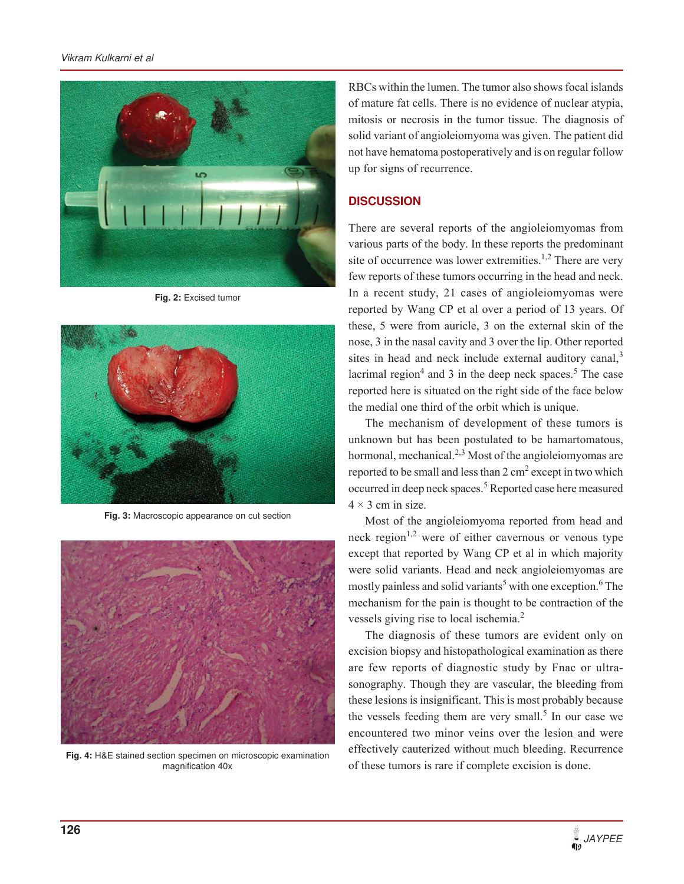Fig. 2: Excised tumor

Fig. 3: Macroscopic appearance on cut section

Fig. 4: H&E stained section specimen on microscopic examination magnification 40x

RBCs within the lumen. The tumor also shows focal islands of mature fat cells. There is no evidence of nuclear atypia, mitosis or necrosis in the tumor tissue. The diagnosis of solid variant of angioleiomyoma was given. The patient did not have hematoma postoperatively and is on regular follow up for signs of recurrence.

## DISCUSSION

There are several reports of the angioleiomyomas from various parts of the body. In these reports the predominant site of occurrence was lower extremities.[1,2] There are very few reports of these tumors occurring in the head and neck. In a recent study, 21 cases of angioleiomyomas were reported by Wang CP et al over a period of 13 years. Of these, 5 were from auricle, 3 on the external skin of the nose, 3 in the nasal cavity and 3 over the lip. Other reported sites in head and neck include external auditory canal,[3] lacrimal region[4] and 3 in the deep neck spaces.[5] The case reported here is situated on the right side of the face below the medial one third of the orbit which is unique.

The mechanism of development of these tumors is unknown but has been postulated to be hamartomatous, hormonal, mechanical.[2,3] Most of the angioleiomyomas are reported to be small and less than 2 $cm^2$ except in two which occurred in deep neck spaces.[5] Reported case here measured $4 \times 3$ cm in size.

Most of the angioleiomyoma reported from head and neck region[1,2] were of either cavernous or venous type except that reported by Wang CP et al in which majority were solid variants. Head and neck angioleiomyomas are mostly painless and solid variants[5] with one exception.[6] The mechanism for the pain is thought to be contraction of the vessels giving rise to local ischemia.[2]

The diagnosis of these tumors are evident only on excision biopsy and histopathological examination as there are few reports of diagnostic study by Fnac or ultrasonography. Though they are vascular, the bleeding from these lesions is insignificant. This is most probably because the vessels feeding them are very small.[5] In our case we encountered two minor veins over the lesion and were effectively cauterized without much bleeding. Recurrence of these tumors is rare if complete excision is done.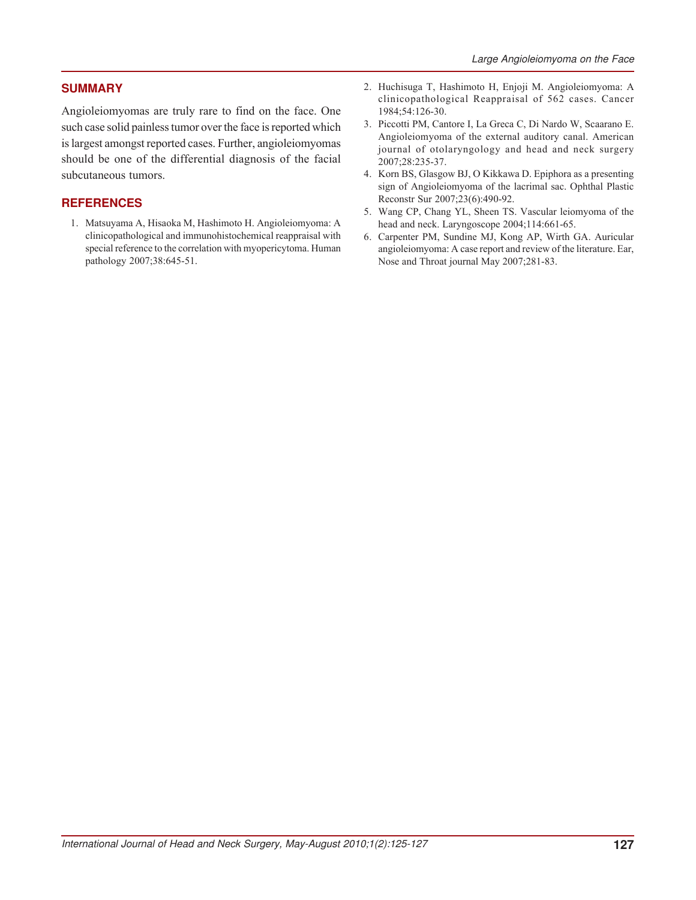## SUMMARY

Angioleiomyomas are truly rare to find on the face. One such case solid painless tumor over the face is reported which is largest amongst reported cases. Further, angioleiomyomas should be one of the differential diagnosis of the facial subcutaneous tumors.

## REFERENCES

1. Matsuyama A, Hisaoka M, Hashimoto H. Angioleiomyoma: A clinicopathological and immunohistochemical reappraisal with special reference to the correlation with myopericytoma. Human pathology 2007;38:645-51.
2. Huchisuga T, Hashimoto H, Enjoji M. Angioleiomyoma: A clinicopathological Reappraisal of 562 cases. Cancer 1984;54:126-30.
3. Piccotti PM, Cantore I, La Greca C, Di Nardo W, Scaarano E. Angioleiomyoma of the external auditory canal. American journal of otolaryngology and head and neck surgery 2007;28:235-37.
4. Korn BS, Glasgow BJ, O Kikkawa D. Epiphora as a presenting sign of Angioleiomyoma of the lacrimal sac. Ophthal Plastic Reconstr Sur 2007;23(6):490-92.
5. Wang CP, Chang YL, Sheen TS. Vascular leiomyoma of the head and neck. Laryngoscope 2004;114:661-65.
6. Carpenter PM, Sundine MJ, Kong AP, Wirth GA. Auricular angioleiomyoma: A case report and review of the literature. Ear, Nose and Throat journal May 2007;281-83.